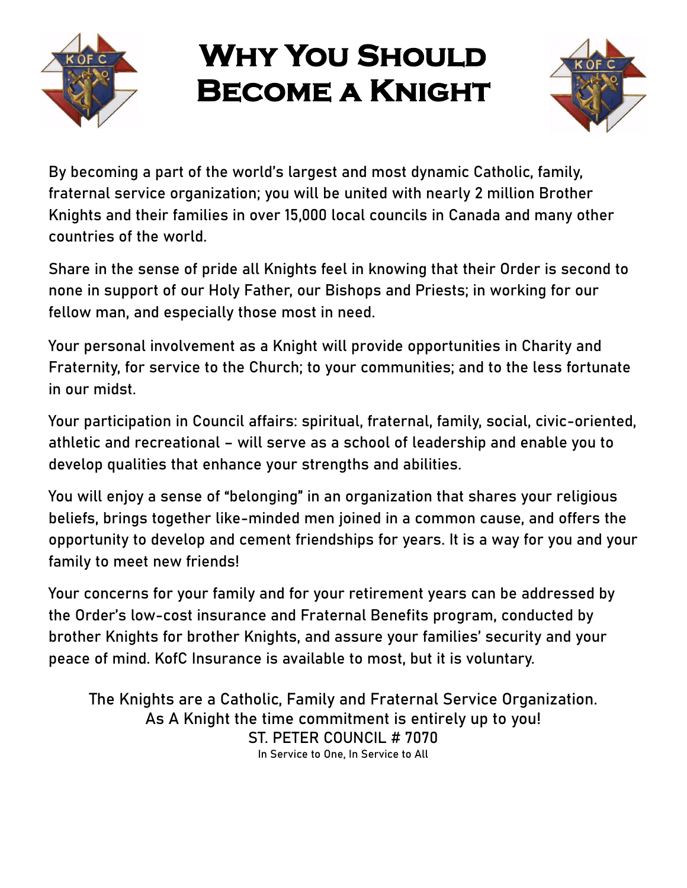# Why You Should Become a Knight

By becoming a part of the world's largest and most dynamic Catholic, family, fraternal service organization; you will be united with nearly 2 million Brother Knights and their families in over 15,000 local councils in Canada and many other countries of the world.

Share in the sense of pride all Knights feel in knowing that their Order is second to none in support of our Holy Father, our Bishops and Priests; in working for our fellow man, and especially those most in need.

Your personal involvement as a Knight will provide opportunities in Charity and Fraternity, for service to the Church; to your communities; and to the less fortunate in our midst.

Your participation in Council affairs: spiritual, fraternal, family, social, civic-oriented, athletic and recreational – will serve as a school of leadership and enable you to develop qualities that enhance your strengths and abilities.

You will enjoy a sense of "belonging" in an organization that shares your religious beliefs, brings together like-minded men joined in a common cause, and offers the opportunity to develop and cement friendships for years. It is a way for you and your family to meet new friends!

Your concerns for your family and for your retirement years can be addressed by the Order's low-cost insurance and Fraternal Benefits program, conducted by brother Knights for brother Knights, and assure your families' security and your peace of mind. KofC Insurance is available to most, but it is voluntary.

The Knights are a Catholic, Family and Fraternal Service Organization.
As A Knight the time commitment is entirely up to you!
ST. PETER COUNCIL # 7070
In Service to One, In Service to All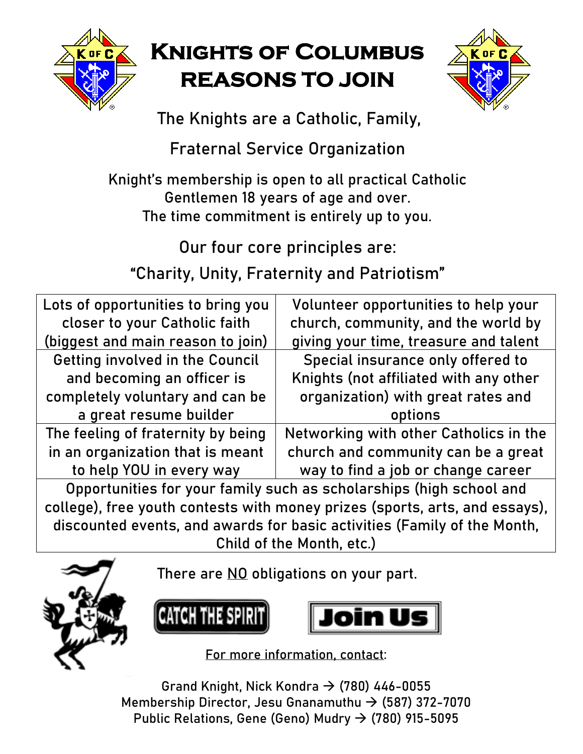# Knights of Columbus Reasons to Join

The Knights are a Catholic, Family,

Fraternal Service Organization

Knight's membership is open to all practical Catholic Gentlemen 18 years of age and over.
The time commitment is entirely up to you.

Our four core principles are:

"Charity, Unity, Fraternity and Patriotism"

| | |
|---|---|
| Lots of opportunities to bring you closer to your Catholic faith (biggest and main reason to join) | Volunteer opportunities to help your church, community, and the world by giving your time, treasure and talent |
| Getting involved in the Council and becoming an officer is completely voluntary and can be a great resume builder | Special insurance only offered to Knights (not affiliated with any other organization) with great rates and options |
| The feeling of fraternity by being in an organization that is meant to help YOU in every way | Networking with other Catholics in the church and community can be a great way to find a job or change career |
| Opportunities for your family such as scholarships (high school and college), free youth contests with money prizes (sports, arts, and essays), discounted events, and awards for basic activities (Family of the Month, Child of the Month, etc.) | |

There are NO obligations on your part.

CATCH THE SPIRIT

Join Us

For more information, contact:

Grand Knight, Nick Kondra → (780) 446-0055
Membership Director, Jesu Gnanamuthu → (587) 372-7070
Public Relations, Gene (Geno) Mudry → (780) 915-5095